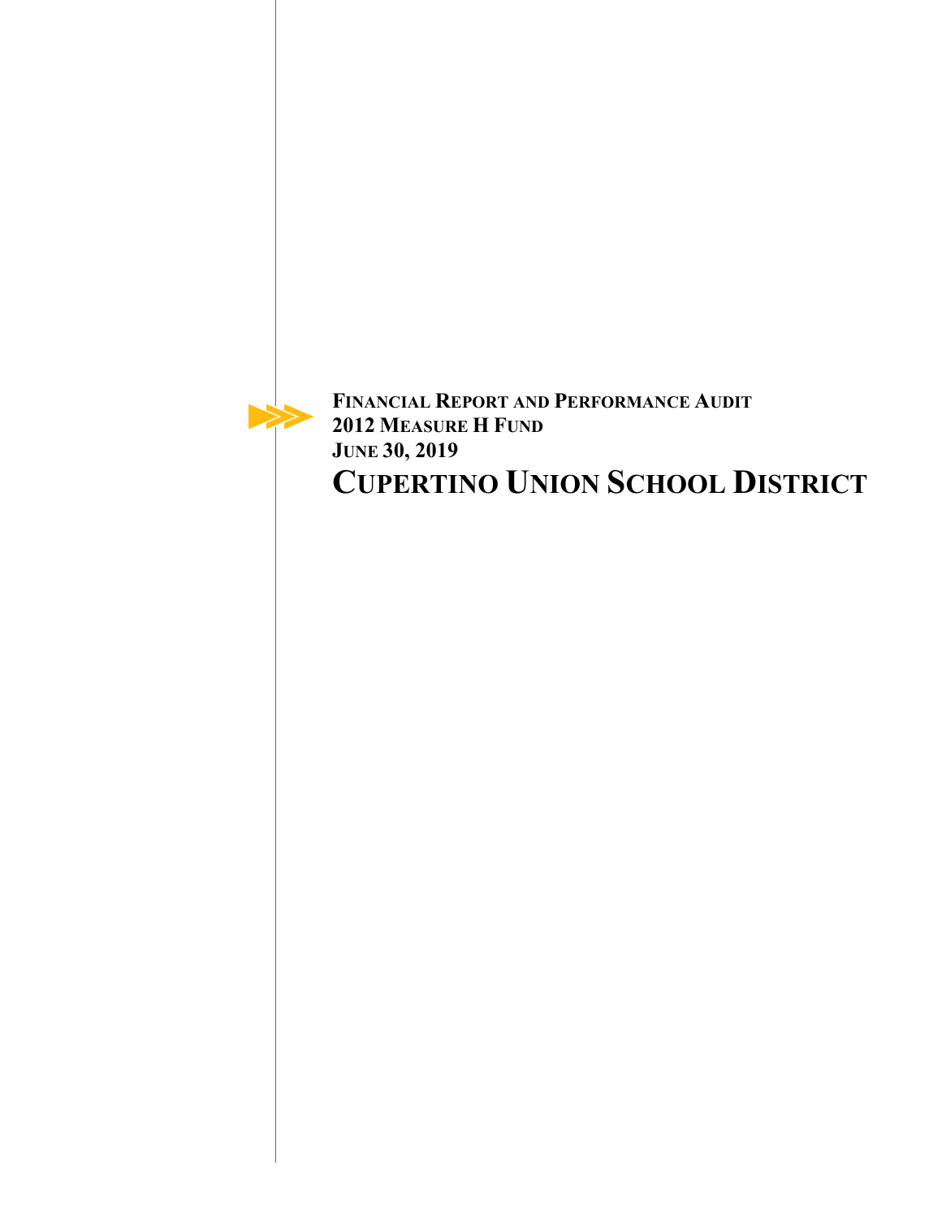**FINANCIAL REPORT AND PERFORMANCE AUDIT**
**2012 MEASURE H FUND**
**JUNE 30, 2019**

# CUPERTINO UNION SCHOOL DISTRICT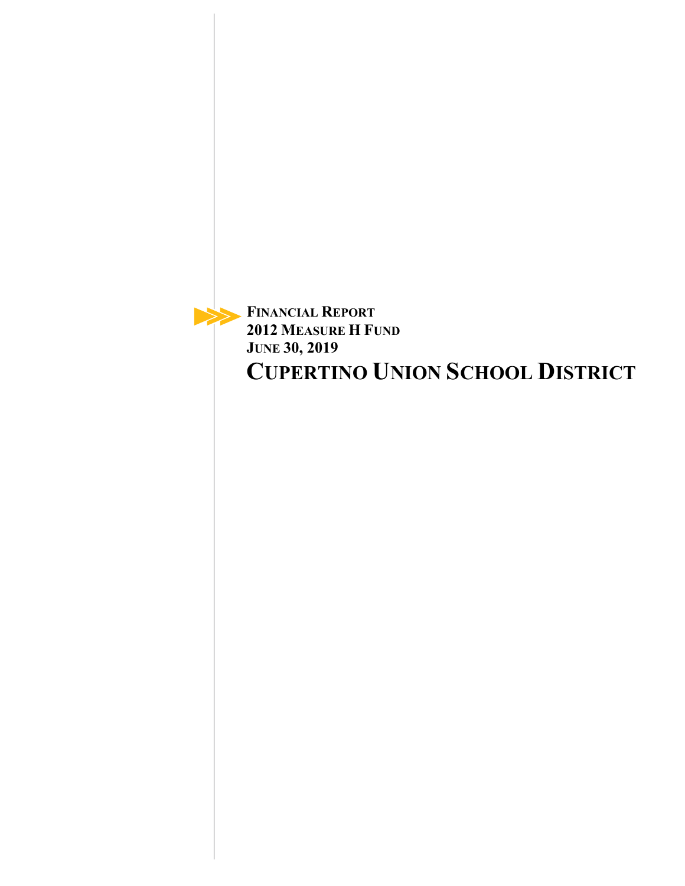**FINANCIAL REPORT**
**2012 MEASURE H FUND**
**JUNE 30, 2019**

# CUPERTINO UNION SCHOOL DISTRICT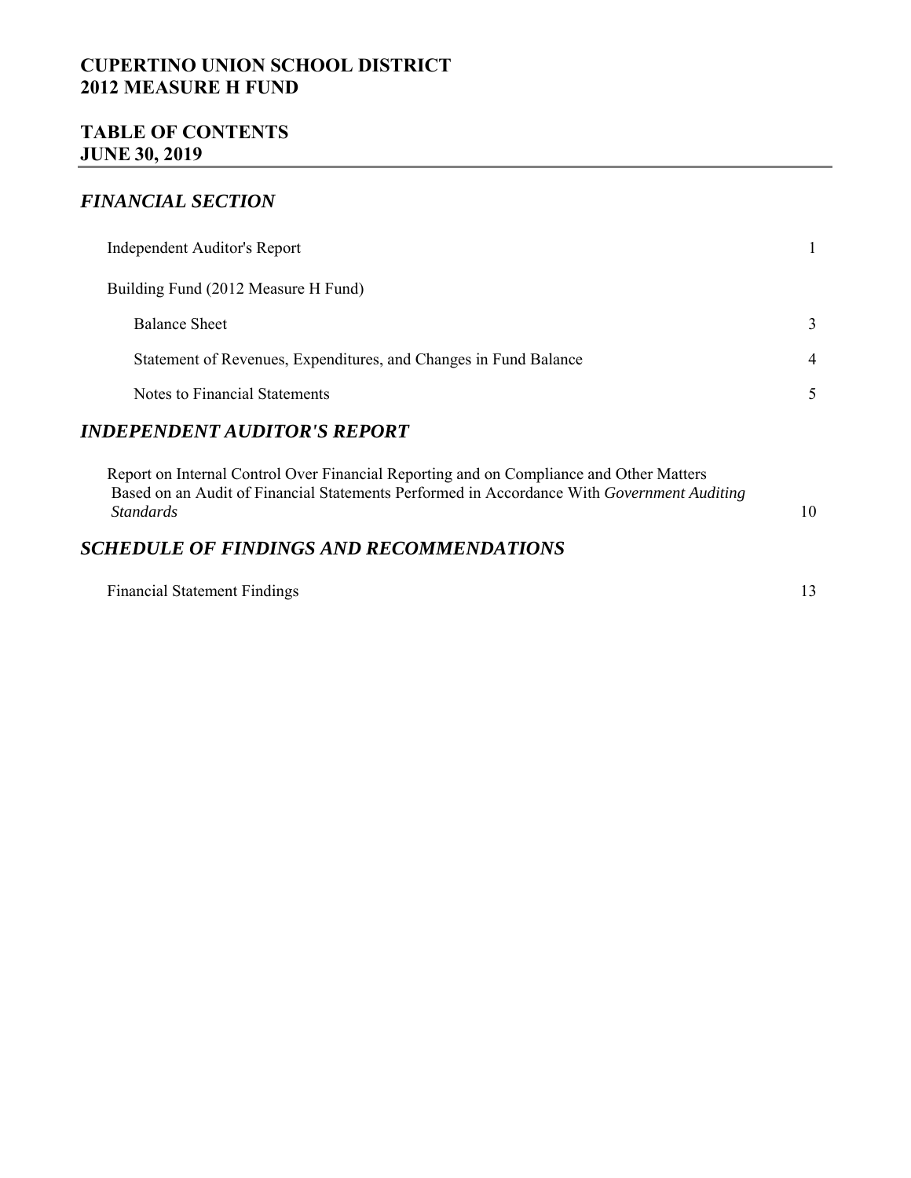# CUPERTINO UNION SCHOOL DISTRICT
# 2012 MEASURE H FUND

## TABLE OF CONTENTS
## JUNE 30, 2019

### *FINANCIAL SECTION*

| | |
|---|---|
| Independent Auditor's Report | 1 |
| Building Fund (2012 Measure H Fund) | |
| Balance Sheet | 3 |
| Statement of Revenues, Expenditures, and Changes in Fund Balance | 4 |
| Notes to Financial Statements | 5 |

### *INDEPENDENT AUDITOR'S REPORT*

| | |
|---|---|
| Report on Internal Control Over Financial Reporting and on Compliance and Other Matters Based on an Audit of Financial Statements Performed in Accordance With *Government Auditing Standards* | 10 |

### *SCHEDULE OF FINDINGS AND RECOMMENDATIONS*

| | |
|---|---|
| Financial Statement Findings | 13 |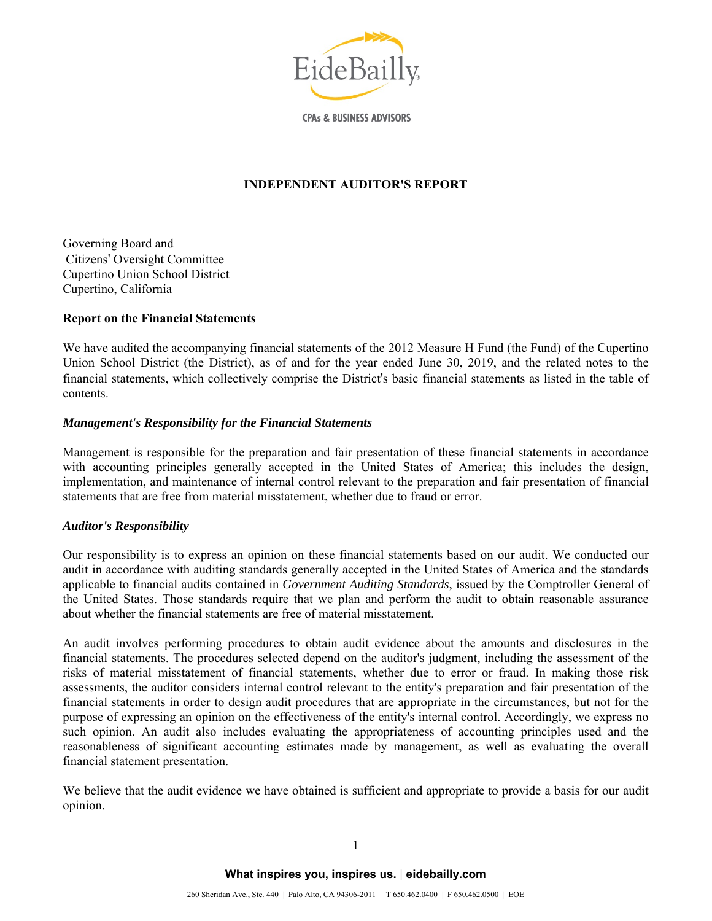EideBailly

CPAs & BUSINESS ADVISORS

## INDEPENDENT AUDITOR'S REPORT

Governing Board and
Citizens' Oversight Committee
Cupertino Union School District
Cupertino, California

### Report on the Financial Statements

We have audited the accompanying financial statements of the 2012 Measure H Fund (the Fund) of the Cupertino Union School District (the District), as of and for the year ended June 30, 2019, and the related notes to the financial statements, which collectively comprise the District's basic financial statements as listed in the table of contents.

#### *Management's Responsibility for the Financial Statements*

Management is responsible for the preparation and fair presentation of these financial statements in accordance with accounting principles generally accepted in the United States of America; this includes the design, implementation, and maintenance of internal control relevant to the preparation and fair presentation of financial statements that are free from material misstatement, whether due to fraud or error.

#### *Auditor's Responsibility*

Our responsibility is to express an opinion on these financial statements based on our audit. We conducted our audit in accordance with auditing standards generally accepted in the United States of America and the standards applicable to financial audits contained in *Government Auditing Standards*, issued by the Comptroller General of the United States. Those standards require that we plan and perform the audit to obtain reasonable assurance about whether the financial statements are free of material misstatement.

An audit involves performing procedures to obtain audit evidence about the amounts and disclosures in the financial statements. The procedures selected depend on the auditor's judgment, including the assessment of the risks of material misstatement of financial statements, whether due to error or fraud. In making those risk assessments, the auditor considers internal control relevant to the entity's preparation and fair presentation of the financial statements in order to design audit procedures that are appropriate in the circumstances, but not for the purpose of expressing an opinion on the effectiveness of the entity's internal control. Accordingly, we express no such opinion. An audit also includes evaluating the appropriateness of accounting principles used and the reasonableness of significant accounting estimates made by management, as well as evaluating the overall financial statement presentation.

We believe that the audit evidence we have obtained is sufficient and appropriate to provide a basis for our audit opinion.

**What inspires you, inspires us.** | **eidebailly.com**

260 Sheridan Ave., Ste. 440 | Palo Alto, CA 94306-2011 | T 650.462.0400 | F 650.462.0500 | EOE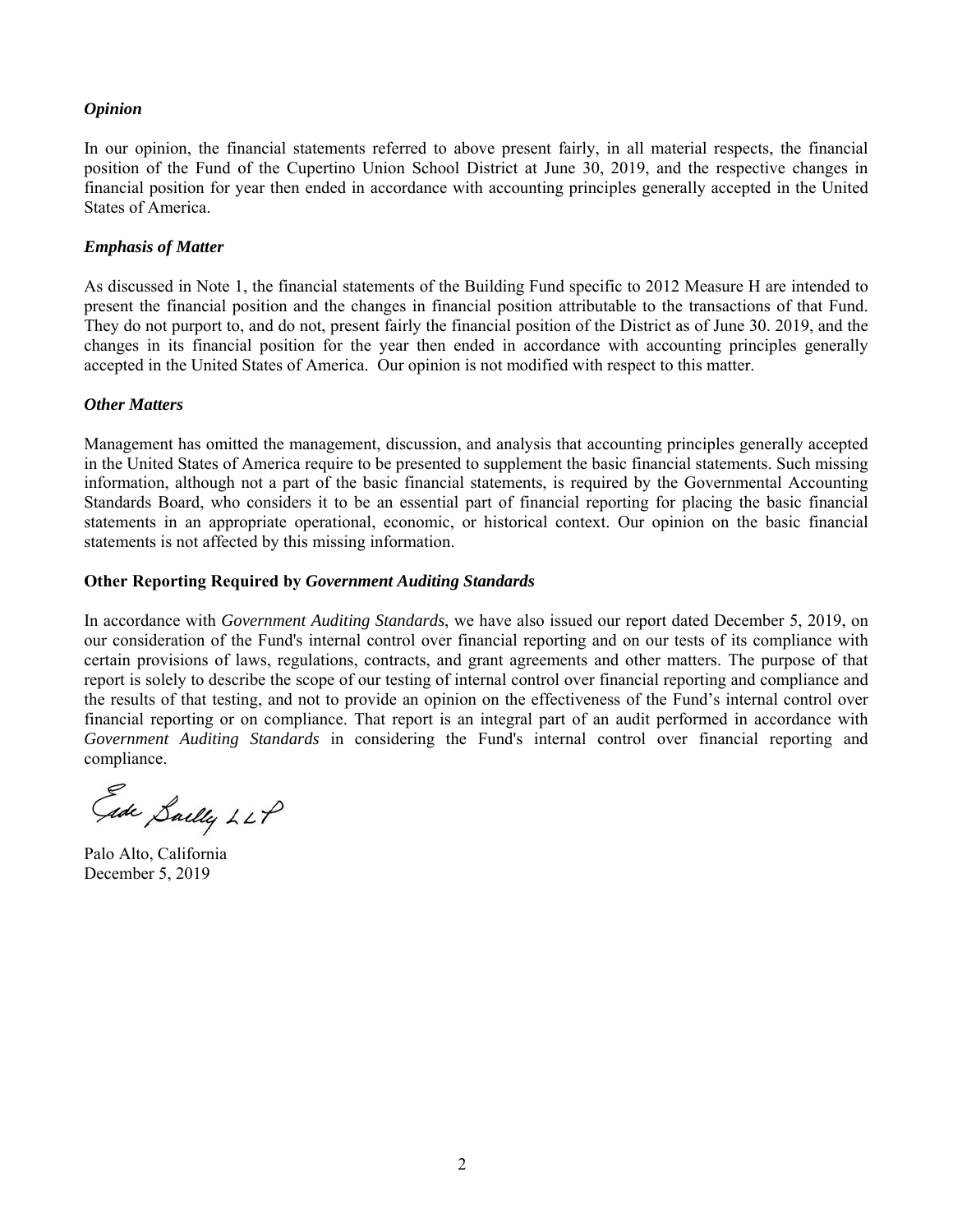### *Opinion*

In our opinion, the financial statements referred to above present fairly, in all material respects, the financial position of the Fund of the Cupertino Union School District at June 30, 2019, and the respective changes in financial position for year then ended in accordance with accounting principles generally accepted in the United States of America.

### *Emphasis of Matter*

As discussed in Note 1, the financial statements of the Building Fund specific to 2012 Measure H are intended to present the financial position and the changes in financial position attributable to the transactions of that Fund. They do not purport to, and do not, present fairly the financial position of the District as of June 30. 2019, and the changes in its financial position for the year then ended in accordance with accounting principles generally accepted in the United States of America. Our opinion is not modified with respect to this matter.

### *Other Matters*

Management has omitted the management, discussion, and analysis that accounting principles generally accepted in the United States of America require to be presented to supplement the basic financial statements. Such missing information, although not a part of the basic financial statements, is required by the Governmental Accounting Standards Board, who considers it to be an essential part of financial reporting for placing the basic financial statements in an appropriate operational, economic, or historical context. Our opinion on the basic financial statements is not affected by this missing information.

### Other Reporting Required by *Government Auditing Standards*

In accordance with *Government Auditing Standards*, we have also issued our report dated December 5, 2019, on our consideration of the Fund's internal control over financial reporting and on our tests of its compliance with certain provisions of laws, regulations, contracts, and grant agreements and other matters. The purpose of that report is solely to describe the scope of our testing of internal control over financial reporting and compliance and the results of that testing, and not to provide an opinion on the effectiveness of the Fund's internal control over financial reporting or on compliance. That report is an integral part of an audit performed in accordance with *Government Auditing Standards* in considering the Fund's internal control over financial reporting and compliance.

Eide Bailly LLP

Palo Alto, California
December 5, 2019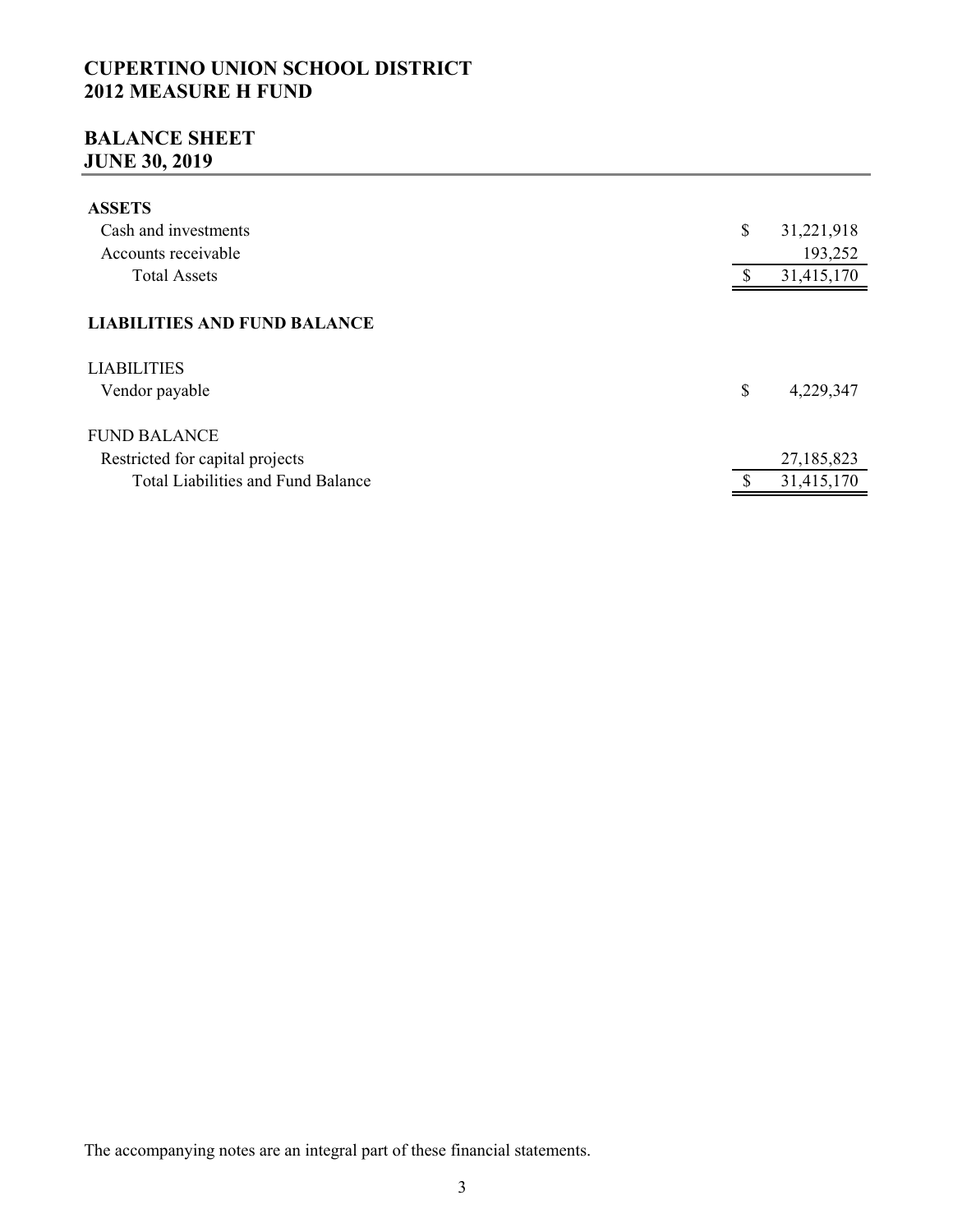# CUPERTINO UNION SCHOOL DISTRICT
# 2012 MEASURE H FUND

## BALANCE SHEET
## JUNE 30, 2019

| | | |
|---|---|---|
| **ASSETS** | | |
| Cash and investments | $ | 31,221,918 |
| Accounts receivable | | 193,252 |
| Total Assets | $ | 31,415,170 |
| | | |
| **LIABILITIES AND FUND BALANCE** | | |
| | | |
| LIABILITIES | | |
| Vendor payable | $ | 4,229,347 |
| | | |
| FUND BALANCE | | |
| Restricted for capital projects | | 27,185,823 |
| Total Liabilities and Fund Balance | $ | 31,415,170 |

The accompanying notes are an integral part of these financial statements.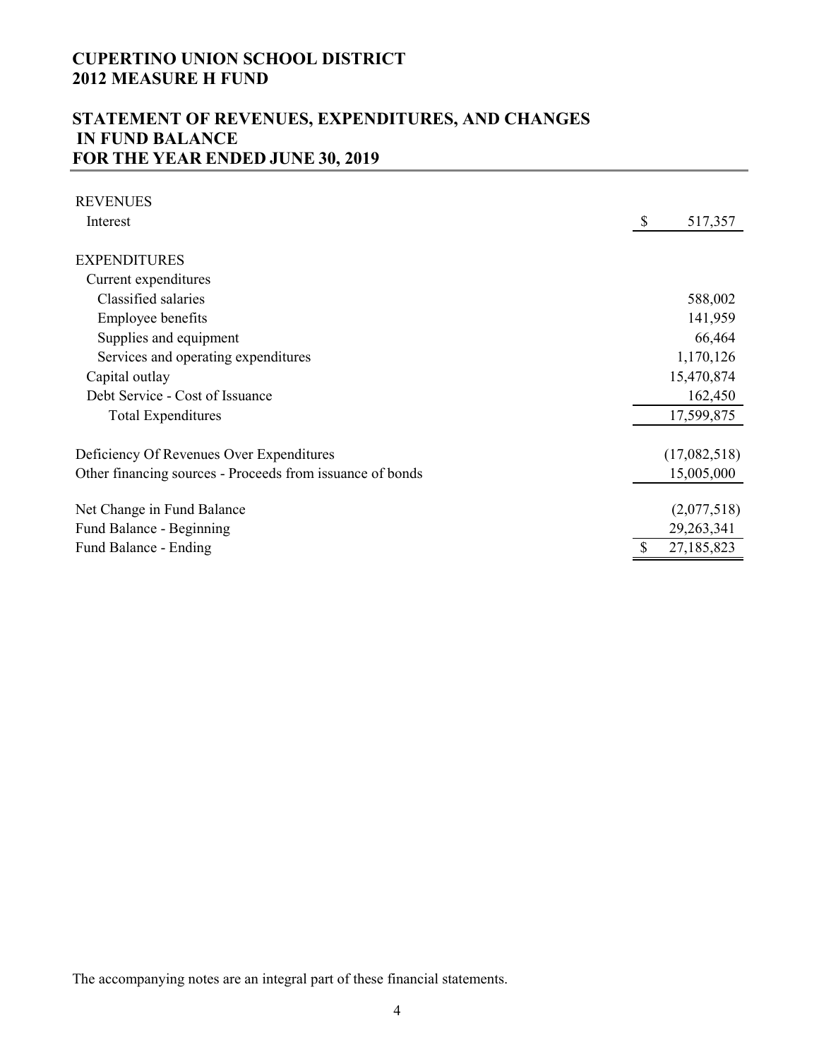# CUPERTINO UNION SCHOOL DISTRICT
# 2012 MEASURE H FUND

## STATEMENT OF REVENUES, EXPENDITURES, AND CHANGES IN FUND BALANCE
## FOR THE YEAR ENDED JUNE 30, 2019

| | |
|---|---|
| REVENUES | |
| Interest | $ 517,357 |
| EXPENDITURES | |
| Current expenditures | |
| Classified salaries | 588,002 |
| Employee benefits | 141,959 |
| Supplies and equipment | 66,464 |
| Services and operating expenditures | 1,170,126 |
| Capital outlay | 15,470,874 |
| Debt Service - Cost of Issuance | 162,450 |
| Total Expenditures | 17,599,875 |
| Deficiency Of Revenues Over Expenditures | (17,082,518) |
| Other financing sources - Proceeds from issuance of bonds | 15,005,000 |
| Net Change in Fund Balance | (2,077,518) |
| Fund Balance - Beginning | 29,263,341 |
| Fund Balance - Ending | $ 27,185,823 |

The accompanying notes are an integral part of these financial statements.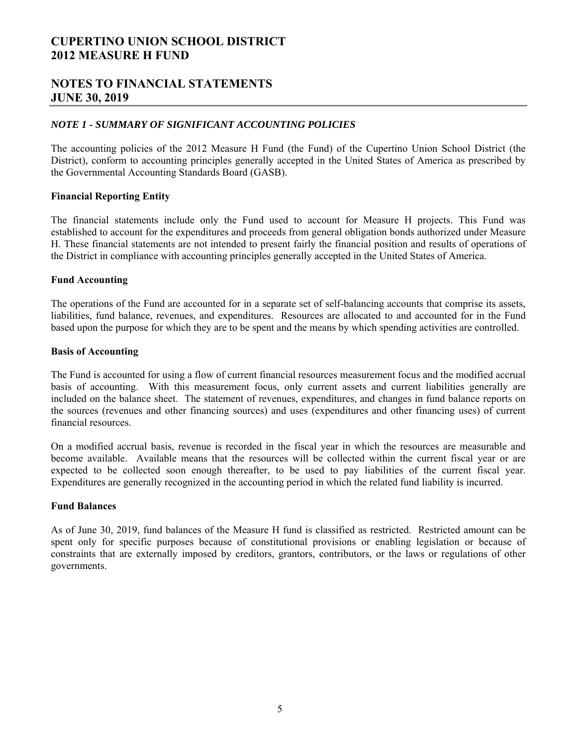# CUPERTINO UNION SCHOOL DISTRICT
# 2012 MEASURE H FUND

## NOTES TO FINANCIAL STATEMENTS
## JUNE 30, 2019

### *NOTE 1 - SUMMARY OF SIGNIFICANT ACCOUNTING POLICIES*

The accounting policies of the 2012 Measure H Fund (the Fund) of the Cupertino Union School District (the District), conform to accounting principles generally accepted in the United States of America as prescribed by the Governmental Accounting Standards Board (GASB).

**Financial Reporting Entity**

The financial statements include only the Fund used to account for Measure H projects. This Fund was established to account for the expenditures and proceeds from general obligation bonds authorized under Measure H. These financial statements are not intended to present fairly the financial position and results of operations of the District in compliance with accounting principles generally accepted in the United States of America.

**Fund Accounting**

The operations of the Fund are accounted for in a separate set of self-balancing accounts that comprise its assets, liabilities, fund balance, revenues, and expenditures. Resources are allocated to and accounted for in the Fund based upon the purpose for which they are to be spent and the means by which spending activities are controlled.

**Basis of Accounting**

The Fund is accounted for using a flow of current financial resources measurement focus and the modified accrual basis of accounting. With this measurement focus, only current assets and current liabilities generally are included on the balance sheet. The statement of revenues, expenditures, and changes in fund balance reports on the sources (revenues and other financing sources) and uses (expenditures and other financing uses) of current financial resources.

On a modified accrual basis, revenue is recorded in the fiscal year in which the resources are measurable and become available. Available means that the resources will be collected within the current fiscal year or are expected to be collected soon enough thereafter, to be used to pay liabilities of the current fiscal year. Expenditures are generally recognized in the accounting period in which the related fund liability is incurred.

**Fund Balances**

As of June 30, 2019, fund balances of the Measure H fund is classified as restricted. Restricted amount can be spent only for specific purposes because of constitutional provisions or enabling legislation or because of constraints that are externally imposed by creditors, grantors, contributors, or the laws or regulations of other governments.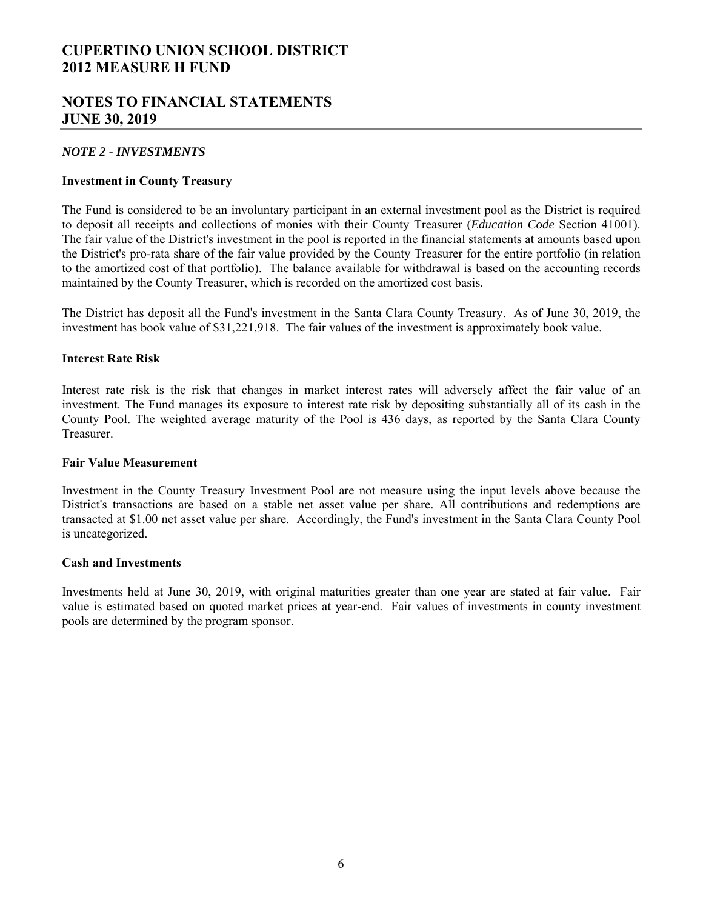# CUPERTINO UNION SCHOOL DISTRICT
# 2012 MEASURE H FUND

## NOTES TO FINANCIAL STATEMENTS
## JUNE 30, 2019

### *NOTE 2 - INVESTMENTS*

**Investment in County Treasury**

The Fund is considered to be an involuntary participant in an external investment pool as the District is required to deposit all receipts and collections of monies with their County Treasurer (*Education Code* Section 41001). The fair value of the District's investment in the pool is reported in the financial statements at amounts based upon the District's pro-rata share of the fair value provided by the County Treasurer for the entire portfolio (in relation to the amortized cost of that portfolio). The balance available for withdrawal is based on the accounting records maintained by the County Treasurer, which is recorded on the amortized cost basis.

The District has deposit all the Fund's investment in the Santa Clara County Treasury. As of June 30, 2019, the investment has book value of $31,221,918. The fair values of the investment is approximately book value.

**Interest Rate Risk**

Interest rate risk is the risk that changes in market interest rates will adversely affect the fair value of an investment. The Fund manages its exposure to interest rate risk by depositing substantially all of its cash in the County Pool. The weighted average maturity of the Pool is 436 days, as reported by the Santa Clara County Treasurer.

**Fair Value Measurement**

Investment in the County Treasury Investment Pool are not measure using the input levels above because the District's transactions are based on a stable net asset value per share. All contributions and redemptions are transacted at $1.00 net asset value per share. Accordingly, the Fund's investment in the Santa Clara County Pool is uncategorized.

**Cash and Investments**

Investments held at June 30, 2019, with original maturities greater than one year are stated at fair value. Fair value is estimated based on quoted market prices at year-end. Fair values of investments in county investment pools are determined by the program sponsor.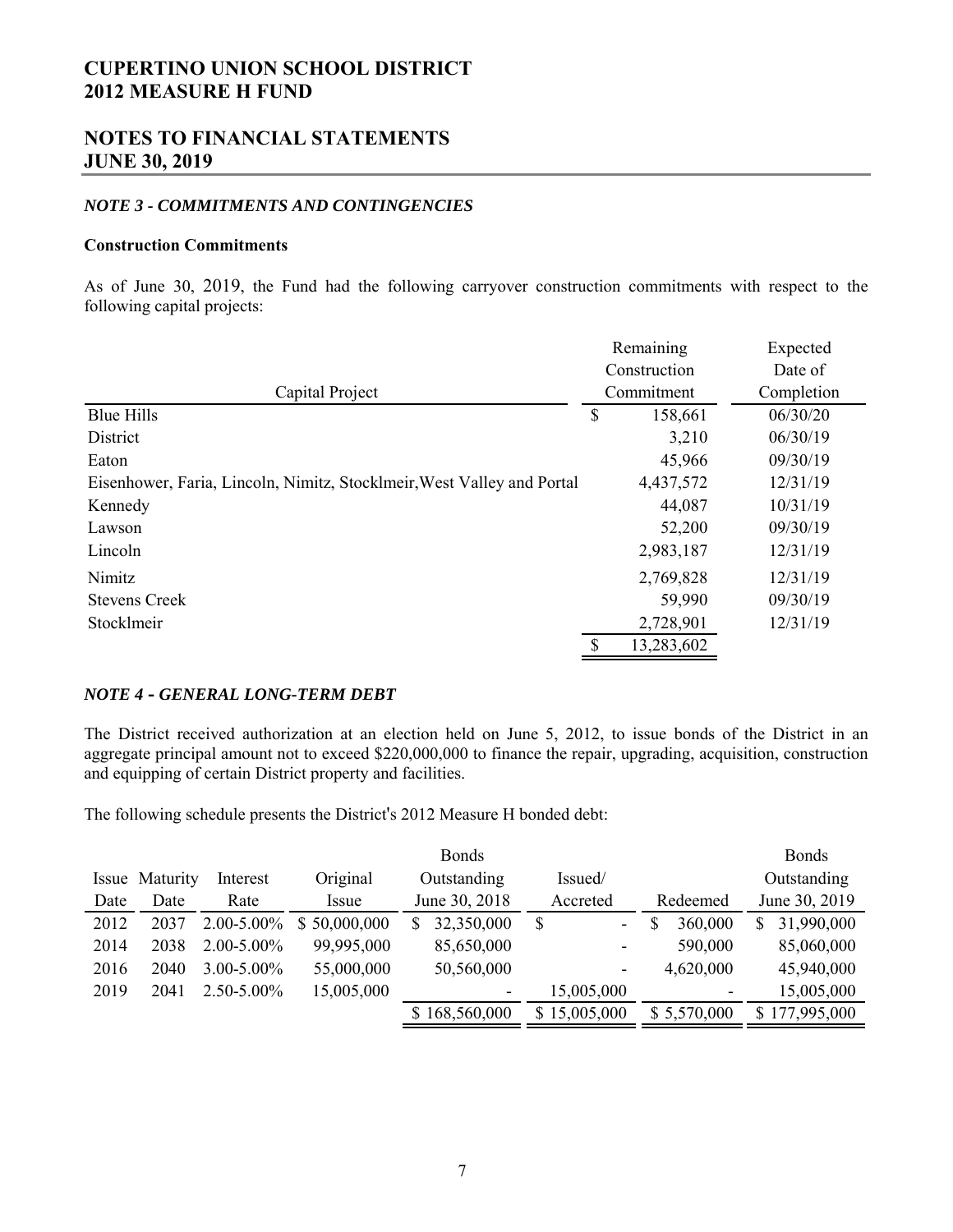# CUPERTINO UNION SCHOOL DISTRICT
# 2012 MEASURE H FUND

## NOTES TO FINANCIAL STATEMENTS
## JUNE 30, 2019

### *NOTE 3 - COMMITMENTS AND CONTINGENCIES*

**Construction Commitments**

As of June 30, 2019, the Fund had the following carryover construction commitments with respect to the following capital projects:

| Capital Project | Remaining Construction Commitment | Expected Date of Completion |
|---|---|---|
| Blue Hills | $ 158,661 | 06/30/20 |
| District | 3,210 | 06/30/19 |
| Eaton | 45,966 | 09/30/19 |
| Eisenhower, Faria, Lincoln, Nimitz, Stocklmeir, West Valley and Portal | 4,437,572 | 12/31/19 |
| Kennedy | 44,087 | 10/31/19 |
| Lawson | 52,200 | 09/30/19 |
| Lincoln | 2,983,187 | 12/31/19 |
| Nimitz | 2,769,828 | 12/31/19 |
| Stevens Creek | 59,990 | 09/30/19 |
| Stocklmeir | 2,728,901 | 12/31/19 |
| | $ 13,283,602 | |

### *NOTE 4 - GENERAL LONG-TERM DEBT*

The District received authorization at an election held on June 5, 2012, to issue bonds of the District in an aggregate principal amount not to exceed $220,000,000 to finance the repair, upgrading, acquisition, construction and equipping of certain District property and facilities.

The following schedule presents the District's 2012 Measure H bonded debt:

| Issue Date | Maturity Date | Interest Rate | Original Issue | Bonds Outstanding June 30, 2018 | Issued/ Accreted | Redeemed | Bonds Outstanding June 30, 2019 |
|---|---|---|---|---|---|---|---|
| 2012 | 2037 | 2.00-5.00% | $ 50,000,000 | $ 32,350,000 | $ - | $ 360,000 | $ 31,990,000 |
| 2014 | 2038 | 2.00-5.00% | 99,995,000 | 85,650,000 | - | 590,000 | 85,060,000 |
| 2016 | 2040 | 3.00-5.00% | 55,000,000 | 50,560,000 | - | 4,620,000 | 45,940,000 |
| 2019 | 2041 | 2.50-5.00% | 15,005,000 | - | 15,005,000 | - | 15,005,000 |
| | | | | $ 168,560,000 | $ 15,005,000 | $ 5,570,000 | $ 177,995,000 |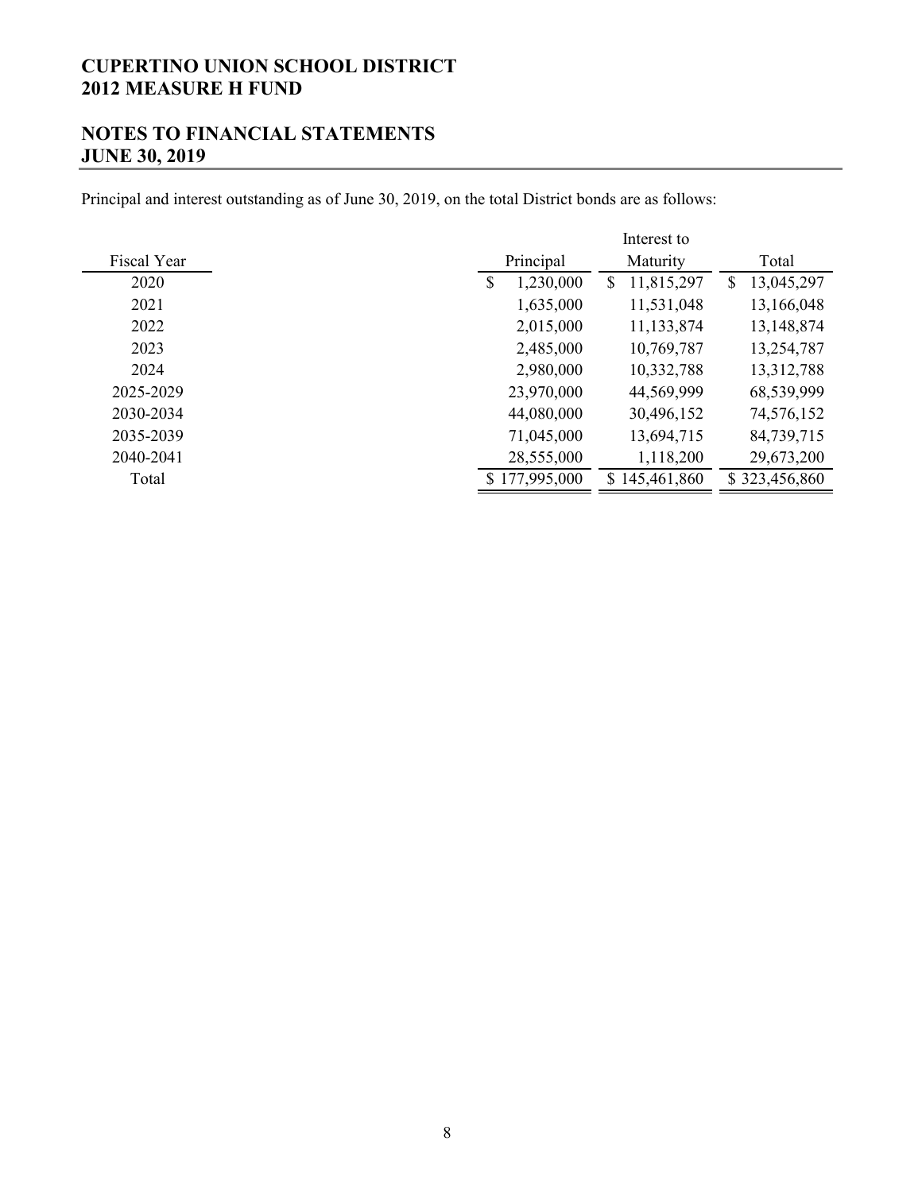# CUPERTINO UNION SCHOOL DISTRICT
# 2012 MEASURE H FUND

## NOTES TO FINANCIAL STATEMENTS
## JUNE 30, 2019

Principal and interest outstanding as of June 30, 2019, on the total District bonds are as follows:

| Fiscal Year | Principal | Interest to Maturity | Total |
|---|---|---|---|
| 2020 | $ 1,230,000 | $ 11,815,297 | $ 13,045,297 |
| 2021 | 1,635,000 | 11,531,048 | 13,166,048 |
| 2022 | 2,015,000 | 11,133,874 | 13,148,874 |
| 2023 | 2,485,000 | 10,769,787 | 13,254,787 |
| 2024 | 2,980,000 | 10,332,788 | 13,312,788 |
| 2025-2029 | 23,970,000 | 44,569,999 | 68,539,999 |
| 2030-2034 | 44,080,000 | 30,496,152 | 74,576,152 |
| 2035-2039 | 71,045,000 | 13,694,715 | 84,739,715 |
| 2040-2041 | 28,555,000 | 1,118,200 | 29,673,200 |
| Total | $ 177,995,000 | $ 145,461,860 | $ 323,456,860 |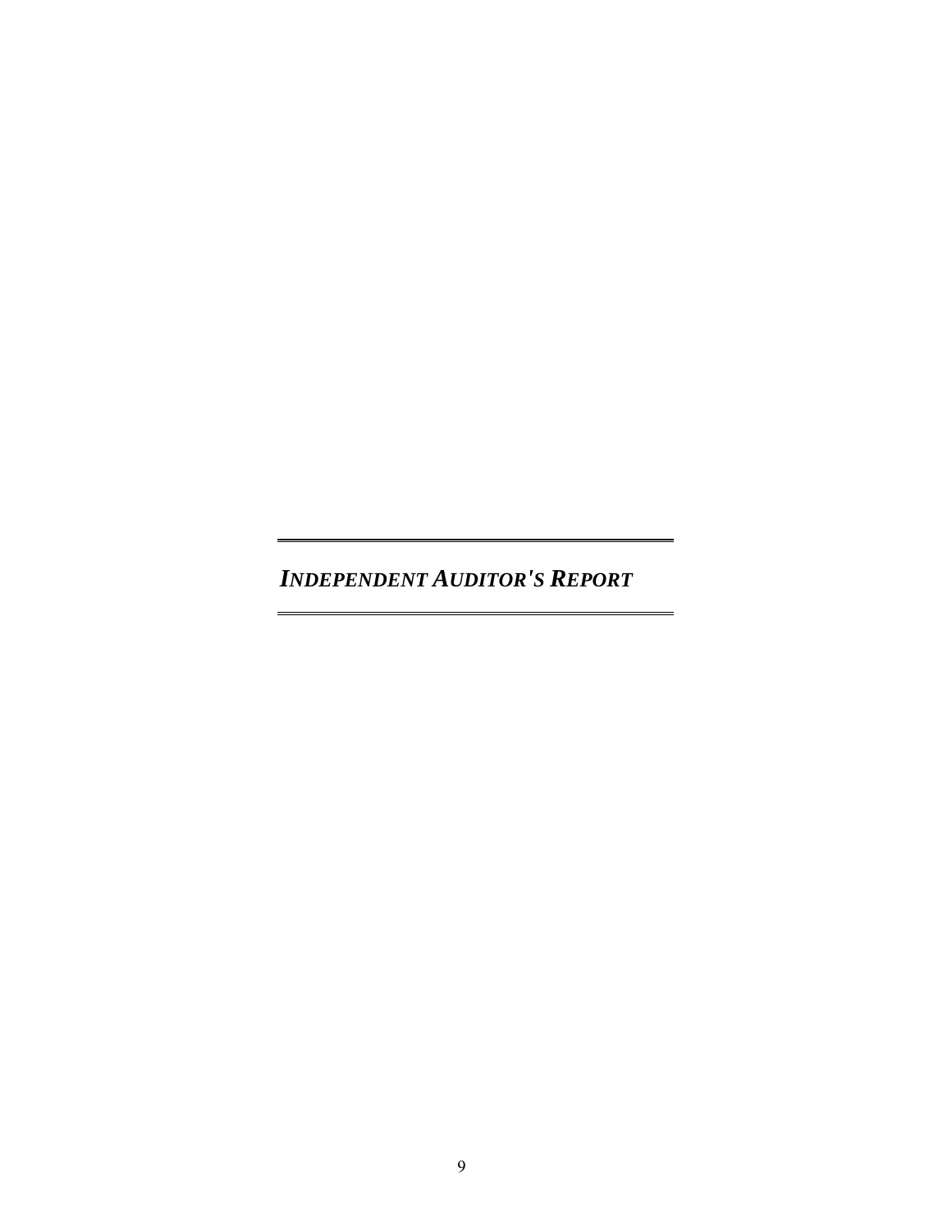## *INDEPENDENT AUDITOR'S REPORT*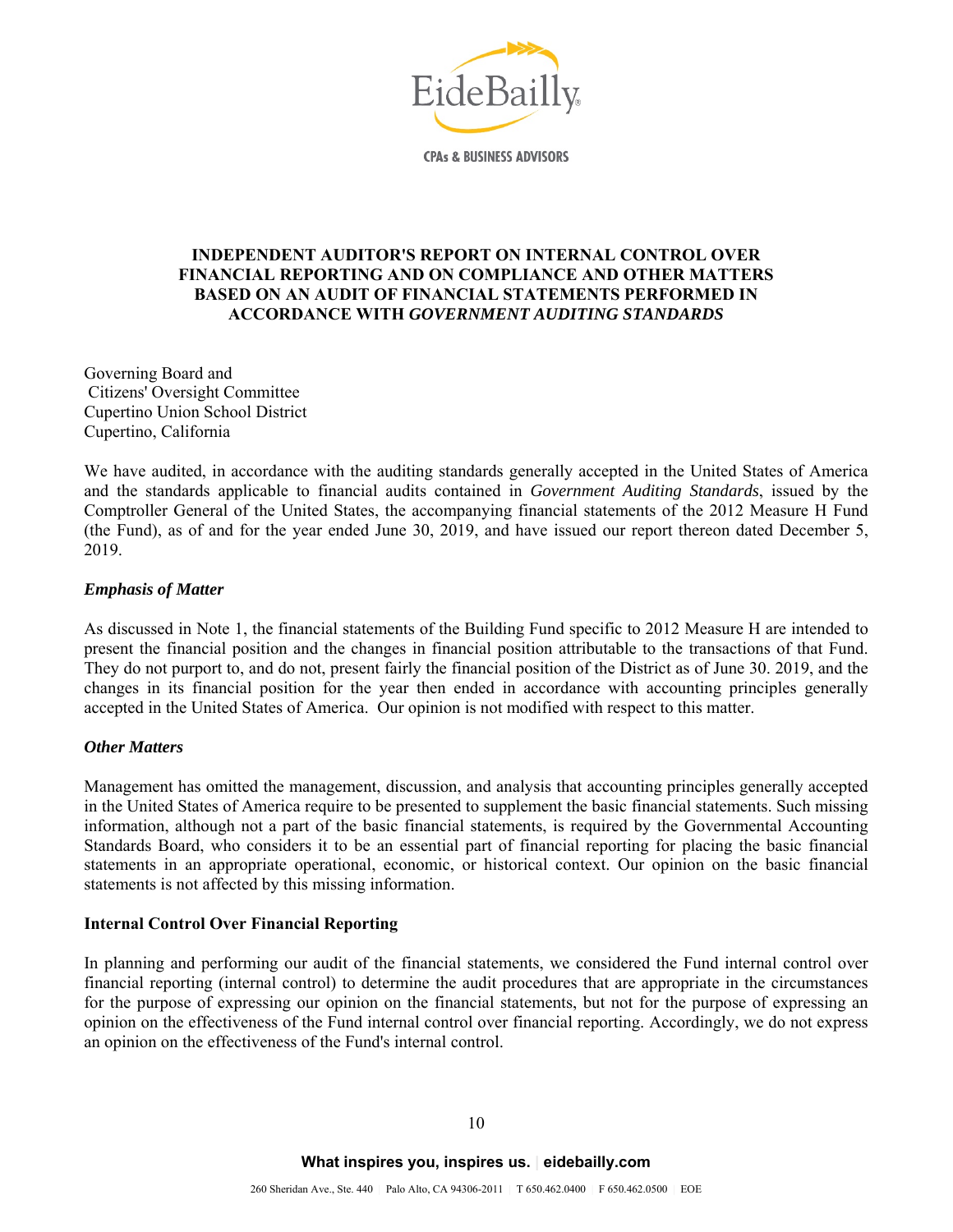EideBailly

CPAs & BUSINESS ADVISORS

# INDEPENDENT AUDITOR'S REPORT ON INTERNAL CONTROL OVER FINANCIAL REPORTING AND ON COMPLIANCE AND OTHER MATTERS BASED ON AN AUDIT OF FINANCIAL STATEMENTS PERFORMED IN ACCORDANCE WITH *GOVERNMENT AUDITING STANDARDS*

Governing Board and
Citizens' Oversight Committee
Cupertino Union School District
Cupertino, California

We have audited, in accordance with the auditing standards generally accepted in the United States of America and the standards applicable to financial audits contained in *Government Auditing Standards*, issued by the Comptroller General of the United States, the accompanying financial statements of the 2012 Measure H Fund (the Fund), as of and for the year ended June 30, 2019, and have issued our report thereon dated December 5, 2019.

### *Emphasis of Matter*

As discussed in Note 1, the financial statements of the Building Fund specific to 2012 Measure H are intended to present the financial position and the changes in financial position attributable to the transactions of that Fund. They do not purport to, and do not, present fairly the financial position of the District as of June 30. 2019, and the changes in its financial position for the year then ended in accordance with accounting principles generally accepted in the United States of America. Our opinion is not modified with respect to this matter.

### *Other Matters*

Management has omitted the management, discussion, and analysis that accounting principles generally accepted in the United States of America require to be presented to supplement the basic financial statements. Such missing information, although not a part of the basic financial statements, is required by the Governmental Accounting Standards Board, who considers it to be an essential part of financial reporting for placing the basic financial statements in an appropriate operational, economic, or historical context. Our opinion on the basic financial statements is not affected by this missing information.

## Internal Control Over Financial Reporting

In planning and performing our audit of the financial statements, we considered the Fund internal control over financial reporting (internal control) to determine the audit procedures that are appropriate in the circumstances for the purpose of expressing our opinion on the financial statements, but not for the purpose of expressing an opinion on the effectiveness of the Fund internal control over financial reporting. Accordingly, we do not express an opinion on the effectiveness of the Fund's internal control.

What inspires you, inspires us. | eidebailly.com

260 Sheridan Ave., Ste. 440 | Palo Alto, CA 94306-2011 | T 650.462.0400 | F 650.462.0500 | EOE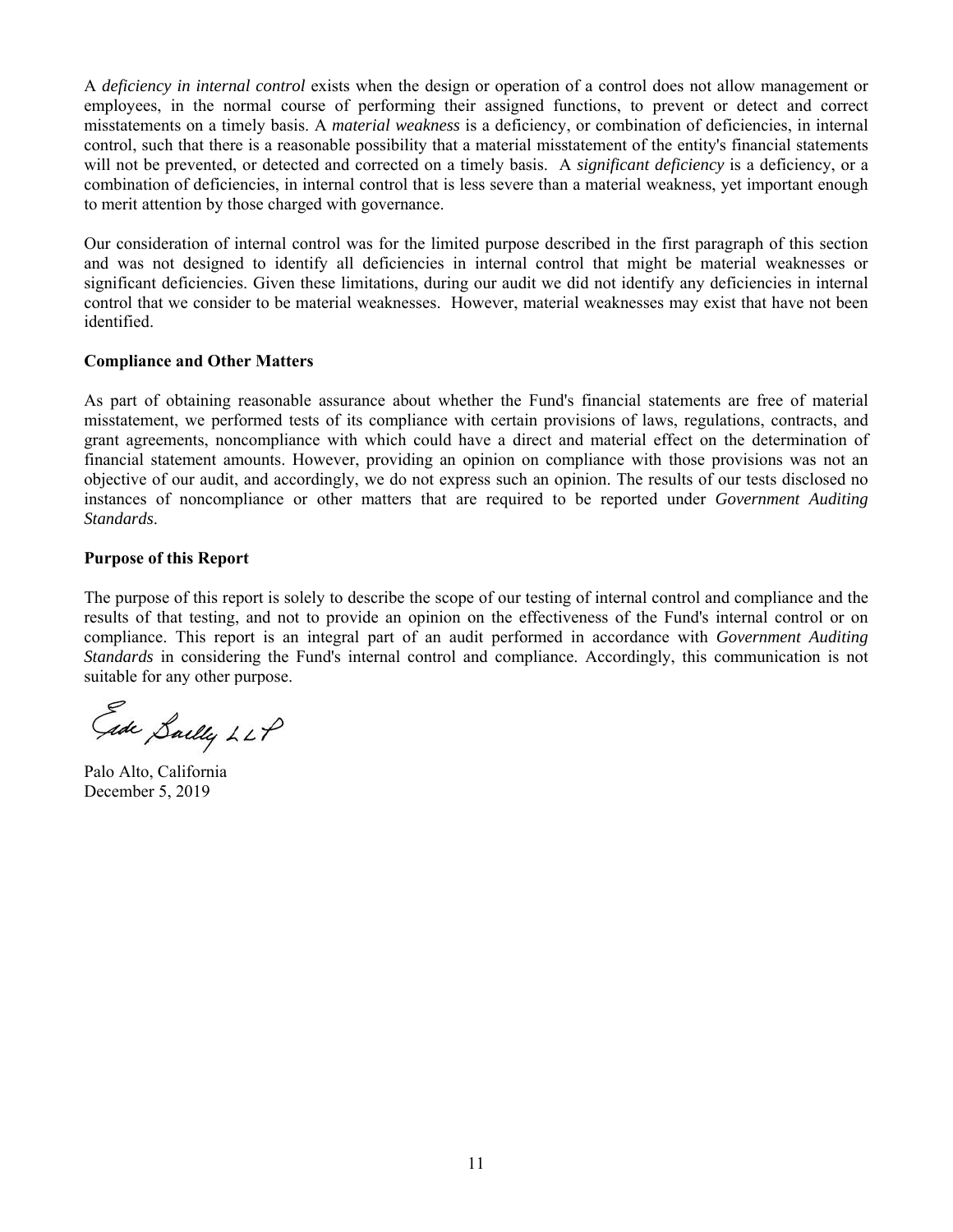A *deficiency in internal control* exists when the design or operation of a control does not allow management or employees, in the normal course of performing their assigned functions, to prevent or detect and correct misstatements on a timely basis. A *material weakness* is a deficiency, or combination of deficiencies, in internal control, such that there is a reasonable possibility that a material misstatement of the entity's financial statements will not be prevented, or detected and corrected on a timely basis. A *significant deficiency* is a deficiency, or a combination of deficiencies, in internal control that is less severe than a material weakness, yet important enough to merit attention by those charged with governance.

Our consideration of internal control was for the limited purpose described in the first paragraph of this section and was not designed to identify all deficiencies in internal control that might be material weaknesses or significant deficiencies. Given these limitations, during our audit we did not identify any deficiencies in internal control that we consider to be material weaknesses. However, material weaknesses may exist that have not been identified.

**Compliance and Other Matters**

As part of obtaining reasonable assurance about whether the Fund's financial statements are free of material misstatement, we performed tests of its compliance with certain provisions of laws, regulations, contracts, and grant agreements, noncompliance with which could have a direct and material effect on the determination of financial statement amounts. However, providing an opinion on compliance with those provisions was not an objective of our audit, and accordingly, we do not express such an opinion. The results of our tests disclosed no instances of noncompliance or other matters that are required to be reported under *Government Auditing Standards*.

**Purpose of this Report**

The purpose of this report is solely to describe the scope of our testing of internal control and compliance and the results of that testing, and not to provide an opinion on the effectiveness of the Fund's internal control or on compliance. This report is an integral part of an audit performed in accordance with *Government Auditing Standards* in considering the Fund's internal control and compliance. Accordingly, this communication is not suitable for any other purpose.

Eide Bailly LLP

Palo Alto, California
December 5, 2019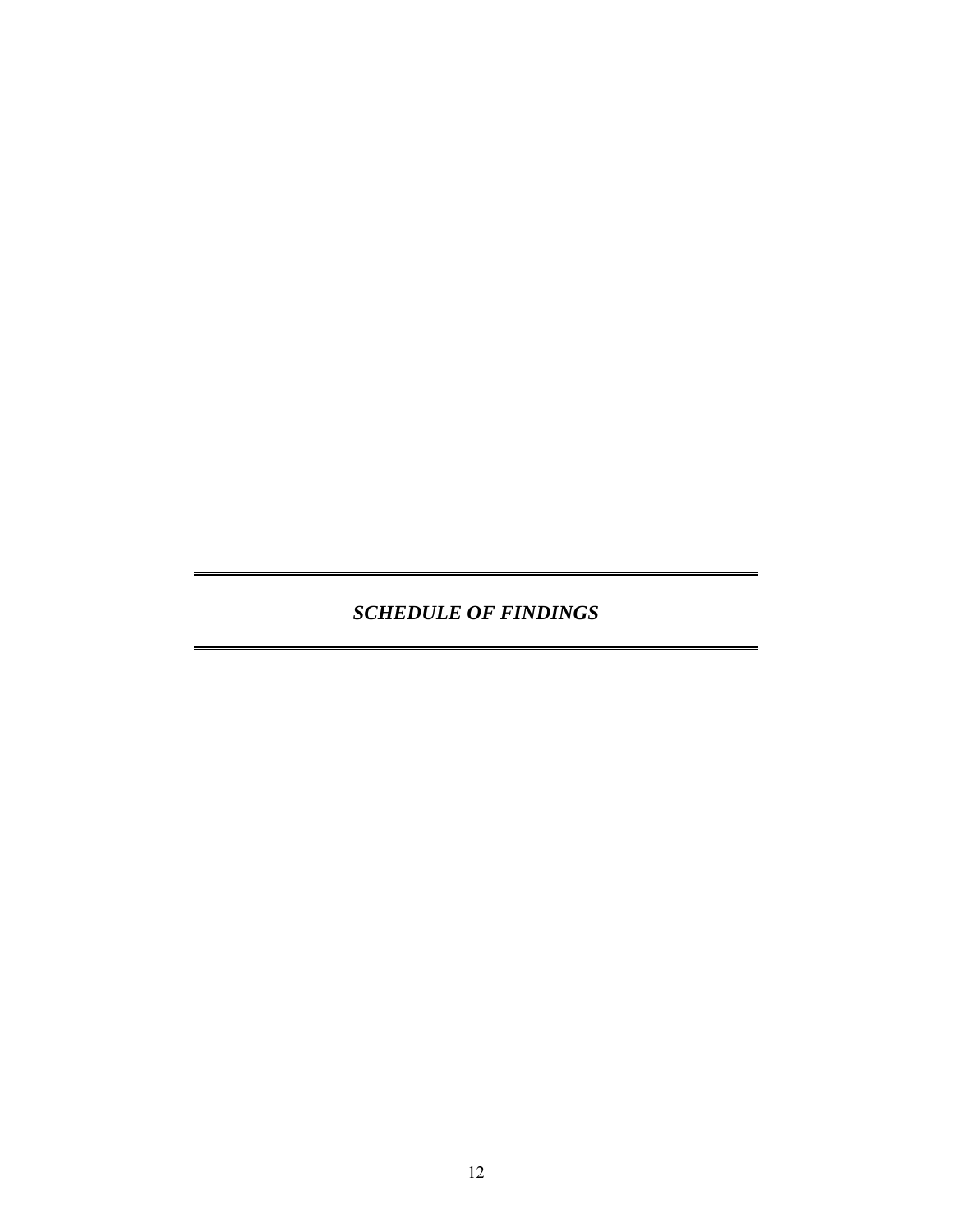# *SCHEDULE OF FINDINGS*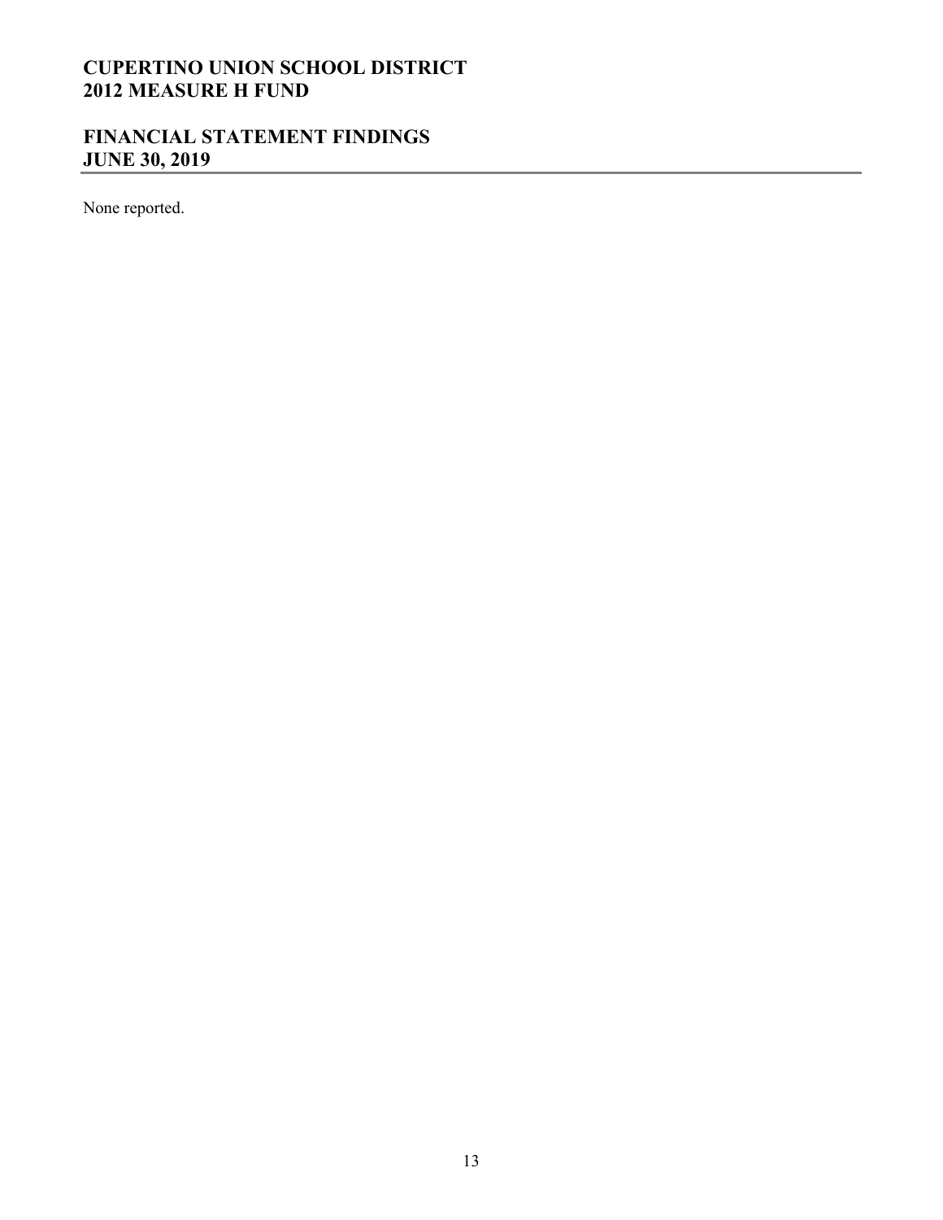# CUPERTINO UNION SCHOOL DISTRICT
# 2012 MEASURE H FUND

## FINANCIAL STATEMENT FINDINGS
## JUNE 30, 2019

None reported.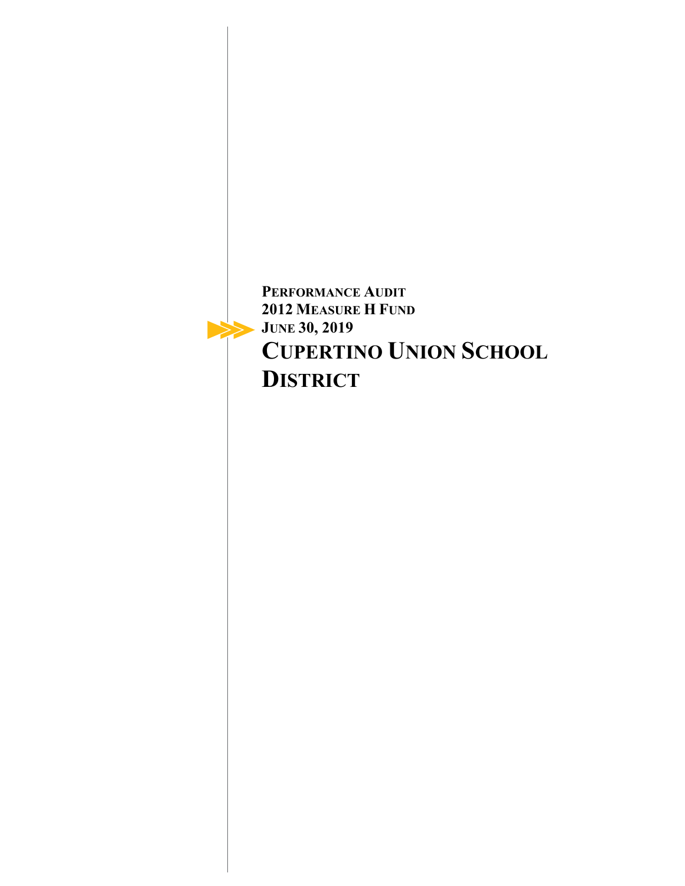**PERFORMANCE AUDIT**
**2012 MEASURE H FUND**
**JUNE 30, 2019**

# CUPERTINO UNION SCHOOL DISTRICT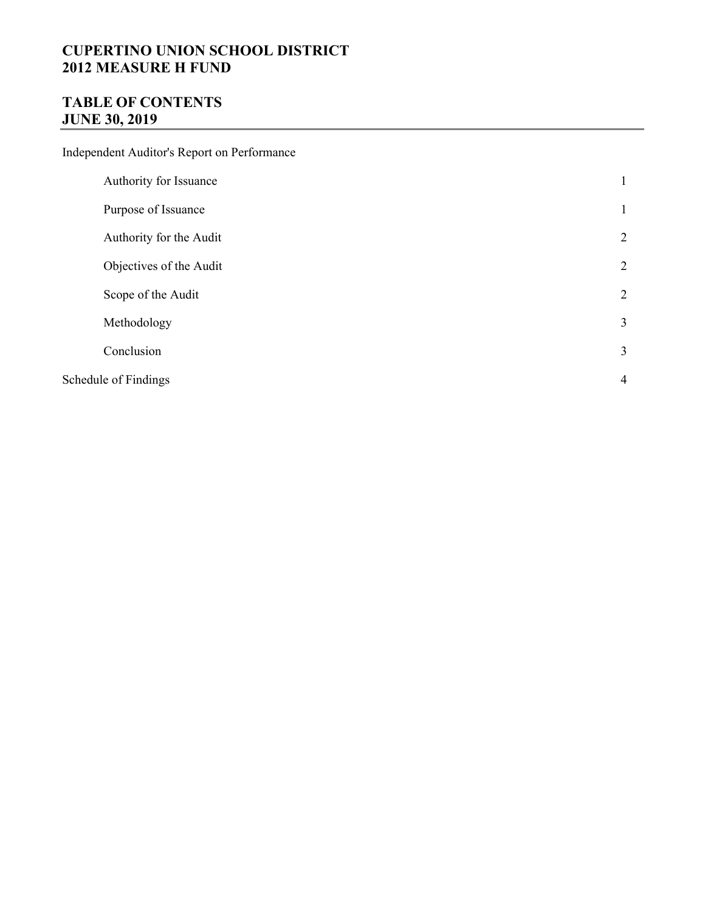# CUPERTINO UNION SCHOOL DISTRICT
# 2012 MEASURE H FUND

## TABLE OF CONTENTS
## JUNE 30, 2019

| | |
|---|---|
| Independent Auditor's Report on Performance | |
| Authority for Issuance | 1 |
| Purpose of Issuance | 1 |
| Authority for the Audit | 2 |
| Objectives of the Audit | 2 |
| Scope of the Audit | 2 |
| Methodology | 3 |
| Conclusion | 3 |
| Schedule of Findings | 4 |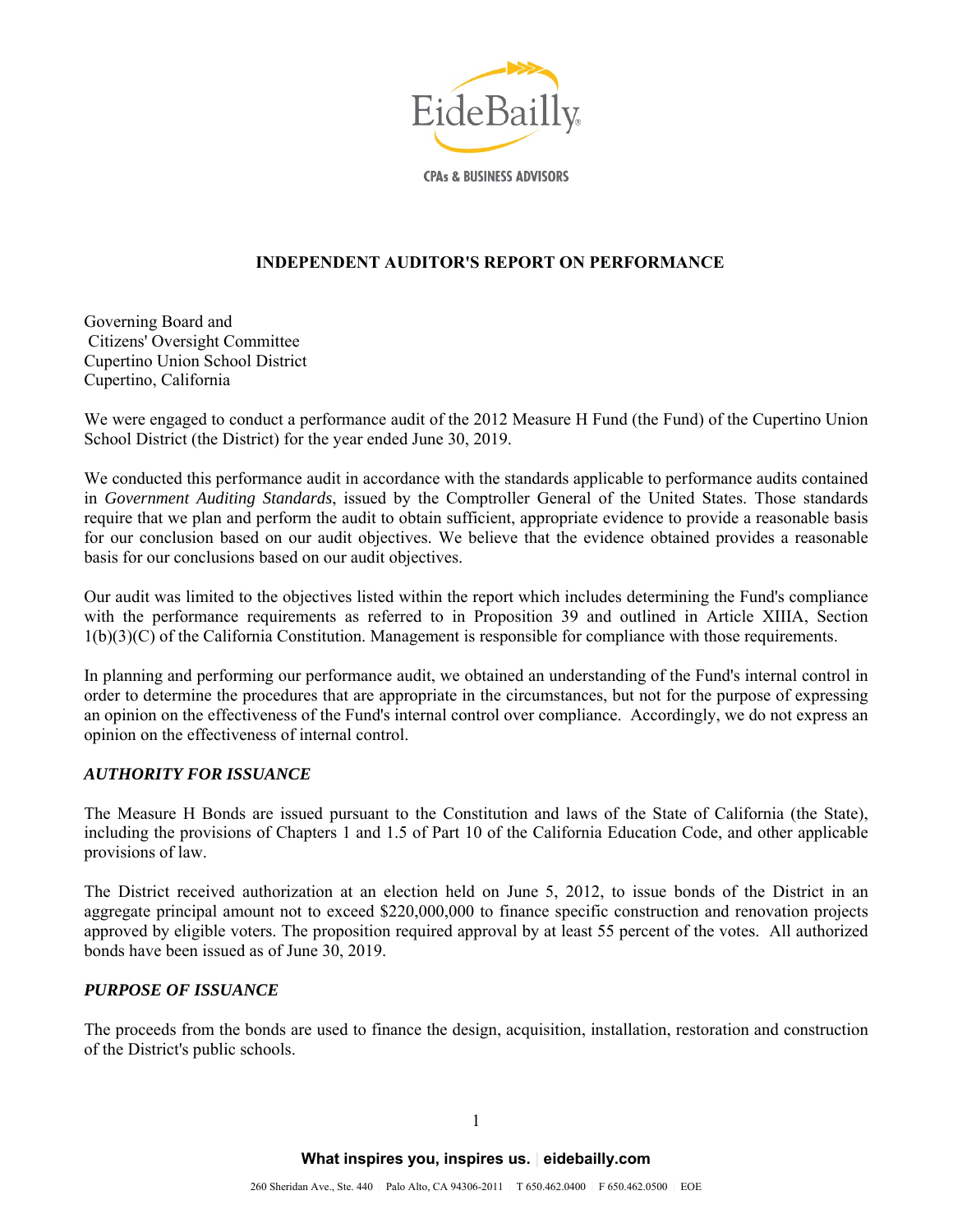# INDEPENDENT AUDITOR'S REPORT ON PERFORMANCE

Governing Board and
Citizens' Oversight Committee
Cupertino Union School District
Cupertino, California

We were engaged to conduct a performance audit of the 2012 Measure H Fund (the Fund) of the Cupertino Union School District (the District) for the year ended June 30, 2019.

We conducted this performance audit in accordance with the standards applicable to performance audits contained in *Government Auditing Standards*, issued by the Comptroller General of the United States. Those standards require that we plan and perform the audit to obtain sufficient, appropriate evidence to provide a reasonable basis for our conclusion based on our audit objectives. We believe that the evidence obtained provides a reasonable basis for our conclusions based on our audit objectives.

Our audit was limited to the objectives listed within the report which includes determining the Fund's compliance with the performance requirements as referred to in Proposition 39 and outlined in Article XIIIA, Section 1(b)(3)(C) of the California Constitution. Management is responsible for compliance with those requirements.

In planning and performing our performance audit, we obtained an understanding of the Fund's internal control in order to determine the procedures that are appropriate in the circumstances, but not for the purpose of expressing an opinion on the effectiveness of the Fund's internal control over compliance. Accordingly, we do not express an opinion on the effectiveness of internal control.

### *AUTHORITY FOR ISSUANCE*

The Measure H Bonds are issued pursuant to the Constitution and laws of the State of California (the State), including the provisions of Chapters 1 and 1.5 of Part 10 of the California Education Code, and other applicable provisions of law.

The District received authorization at an election held on June 5, 2012, to issue bonds of the District in an aggregate principal amount not to exceed $220,000,000 to finance specific construction and renovation projects approved by eligible voters. The proposition required approval by at least 55 percent of the votes. All authorized bonds have been issued as of June 30, 2019.

### *PURPOSE OF ISSUANCE*

The proceeds from the bonds are used to finance the design, acquisition, installation, restoration and construction of the District's public schools.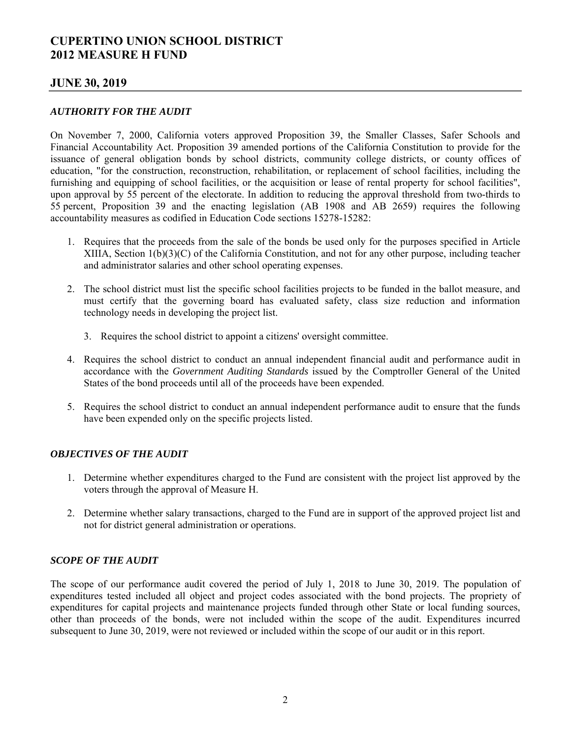# CUPERTINO UNION SCHOOL DISTRICT
# 2012 MEASURE H FUND

## JUNE 30, 2019

### *AUTHORITY FOR THE AUDIT*

On November 7, 2000, California voters approved Proposition 39, the Smaller Classes, Safer Schools and Financial Accountability Act. Proposition 39 amended portions of the California Constitution to provide for the issuance of general obligation bonds by school districts, community college districts, or county offices of education, "for the construction, reconstruction, rehabilitation, or replacement of school facilities, including the furnishing and equipping of school facilities, or the acquisition or lease of rental property for school facilities", upon approval by 55 percent of the electorate. In addition to reducing the approval threshold from two-thirds to 55 percent, Proposition 39 and the enacting legislation (AB 1908 and AB 2659) requires the following accountability measures as codified in Education Code sections 15278-15282:

1. Requires that the proceeds from the sale of the bonds be used only for the purposes specified in Article XIIIA, Section 1(b)(3)(C) of the California Constitution, and not for any other purpose, including teacher and administrator salaries and other school operating expenses.
2. The school district must list the specific school facilities projects to be funded in the ballot measure, and must certify that the governing board has evaluated safety, class size reduction and information technology needs in developing the project list.
3. Requires the school district to appoint a citizens' oversight committee.
4. Requires the school district to conduct an annual independent financial audit and performance audit in accordance with the *Government Auditing Standards* issued by the Comptroller General of the United States of the bond proceeds until all of the proceeds have been expended.
5. Requires the school district to conduct an annual independent performance audit to ensure that the funds have been expended only on the specific projects listed.

### *OBJECTIVES OF THE AUDIT*

1. Determine whether expenditures charged to the Fund are consistent with the project list approved by the voters through the approval of Measure H.
2. Determine whether salary transactions, charged to the Fund are in support of the approved project list and not for district general administration or operations.

### *SCOPE OF THE AUDIT*

The scope of our performance audit covered the period of July 1, 2018 to June 30, 2019. The population of expenditures tested included all object and project codes associated with the bond projects. The propriety of expenditures for capital projects and maintenance projects funded through other State or local funding sources, other than proceeds of the bonds, were not included within the scope of the audit. Expenditures incurred subsequent to June 30, 2019, were not reviewed or included within the scope of our audit or in this report.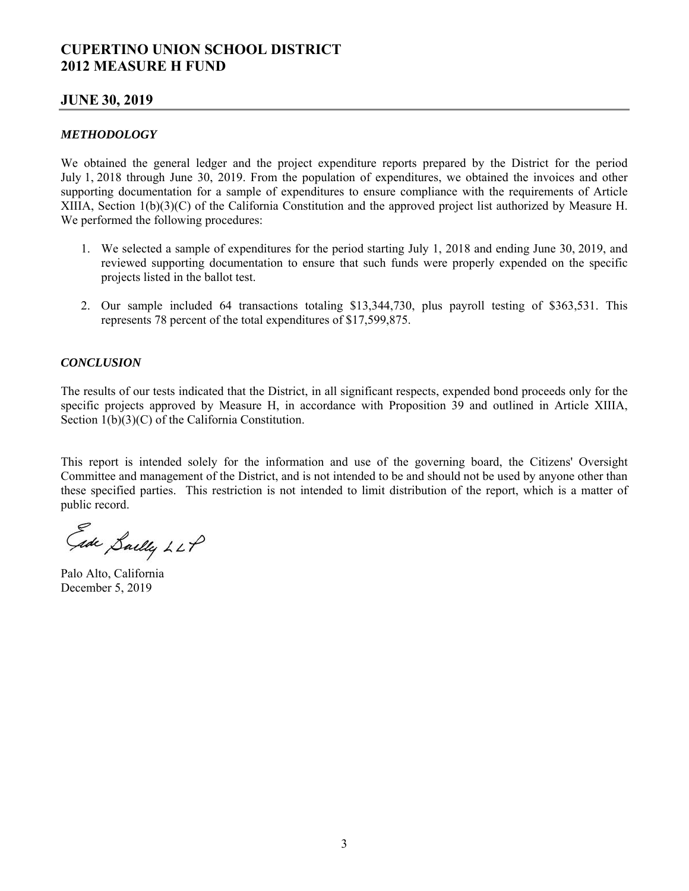# CUPERTINO UNION SCHOOL DISTRICT
# 2012 MEASURE H FUND

## JUNE 30, 2019

### *METHODOLOGY*

We obtained the general ledger and the project expenditure reports prepared by the District for the period July 1, 2018 through June 30, 2019. From the population of expenditures, we obtained the invoices and other supporting documentation for a sample of expenditures to ensure compliance with the requirements of Article XIIIA, Section 1(b)(3)(C) of the California Constitution and the approved project list authorized by Measure H. We performed the following procedures:

1. We selected a sample of expenditures for the period starting July 1, 2018 and ending June 30, 2019, and reviewed supporting documentation to ensure that such funds were properly expended on the specific projects listed in the ballot test.

2. Our sample included 64 transactions totaling $13,344,730, plus payroll testing of $363,531. This represents 78 percent of the total expenditures of $17,599,875.

### *CONCLUSION*

The results of our tests indicated that the District, in all significant respects, expended bond proceeds only for the specific projects approved by Measure H, in accordance with Proposition 39 and outlined in Article XIIIA, Section 1(b)(3)(C) of the California Constitution.

This report is intended solely for the information and use of the governing board, the Citizens' Oversight Committee and management of the District, and is not intended to be and should not be used by anyone other than these specified parties. This restriction is not intended to limit distribution of the report, which is a matter of public record.

Eide Bailly LLP

Palo Alto, California
December 5, 2019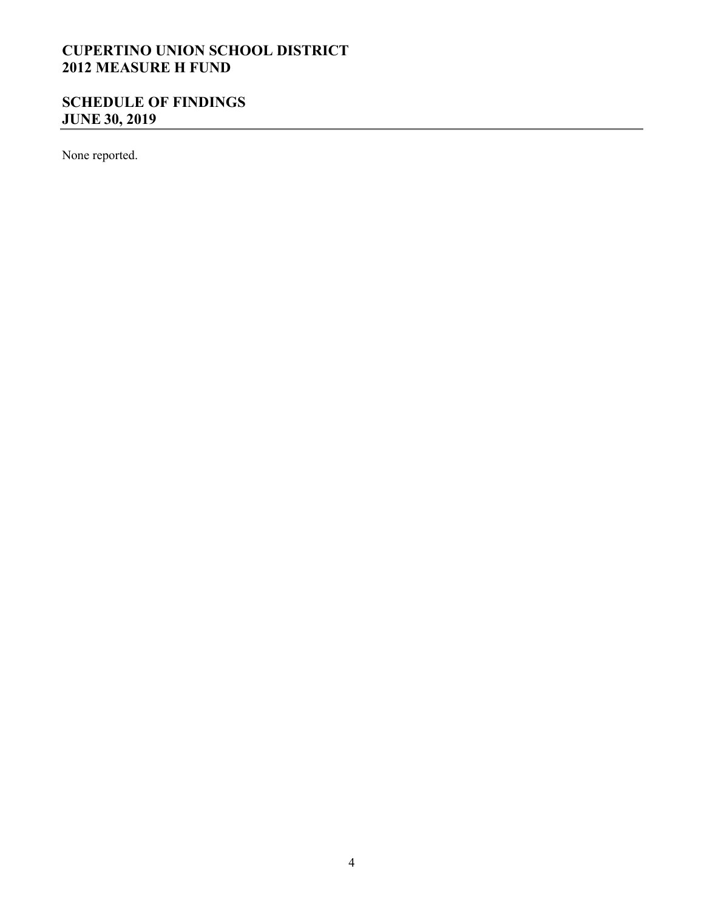# CUPERTINO UNION SCHOOL DISTRICT
# 2012 MEASURE H FUND

## SCHEDULE OF FINDINGS
## JUNE 30, 2019

None reported.